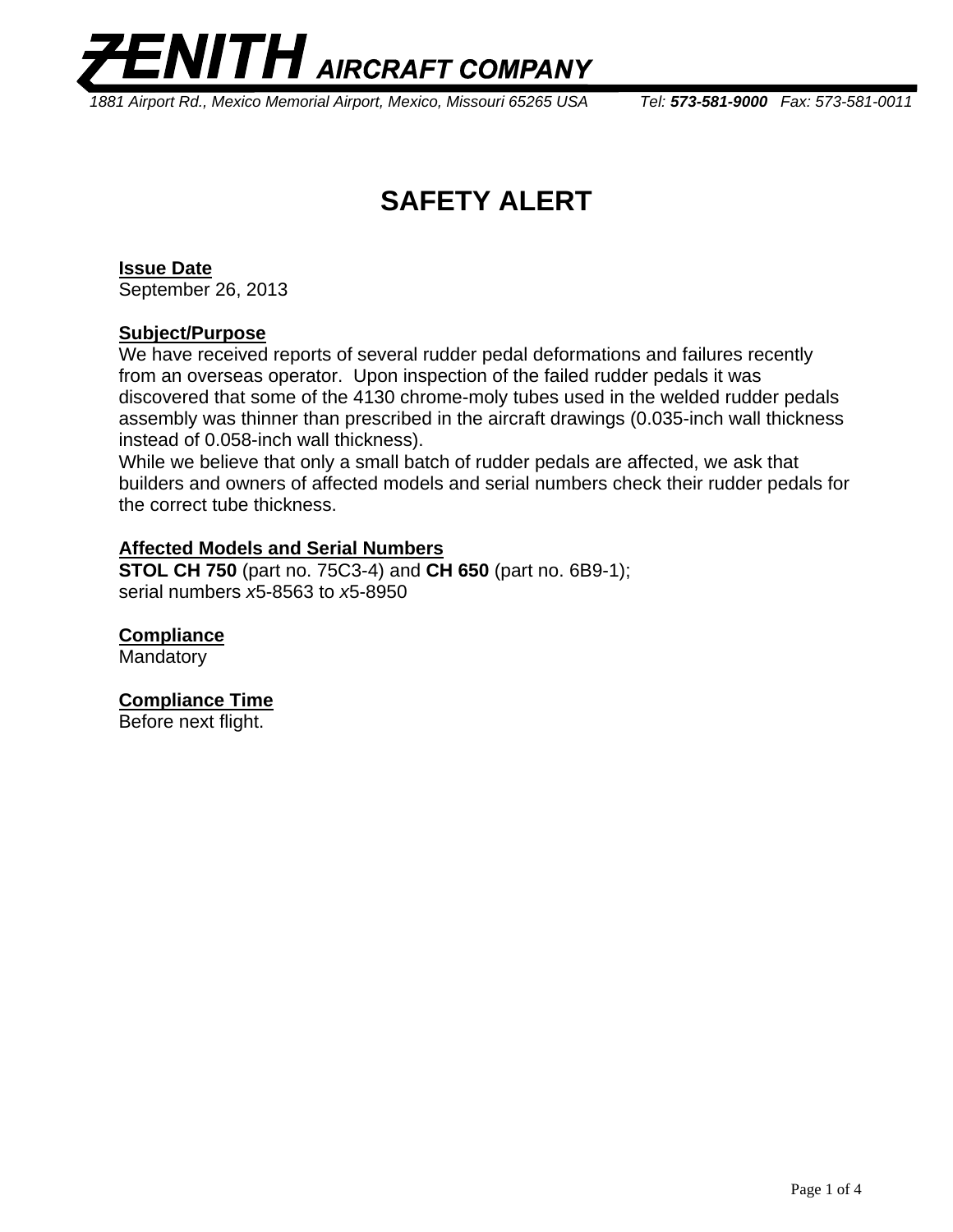# ZENITH AIRCRAFT COMPANY

*1881 Airport Rd., Mexico Memorial Airport, Mexico, Missouri 65265 USA Tel: **573-581-9000** Fax: 573-581-0011*

## SAFETY ALERT

**Issue Date**
September 26, 2013

**Subject/Purpose**
We have received reports of several rudder pedal deformations and failures recently from an overseas operator. Upon inspection of the failed rudder pedals it was discovered that some of the 4130 chrome-moly tubes used in the welded rudder pedals assembly was thinner than prescribed in the aircraft drawings (0.035-inch wall thickness instead of 0.058-inch wall thickness).
While we believe that only a small batch of rudder pedals are affected, we ask that builders and owners of affected models and serial numbers check their rudder pedals for the correct tube thickness.

**Affected Models and Serial Numbers**
**STOL CH 750** (part no. 75C3-4) and **CH 650** (part no. 6B9-1);
serial numbers *x*5-8563 to *x*5-8950

**Compliance**
Mandatory

**Compliance Time**
Before next flight.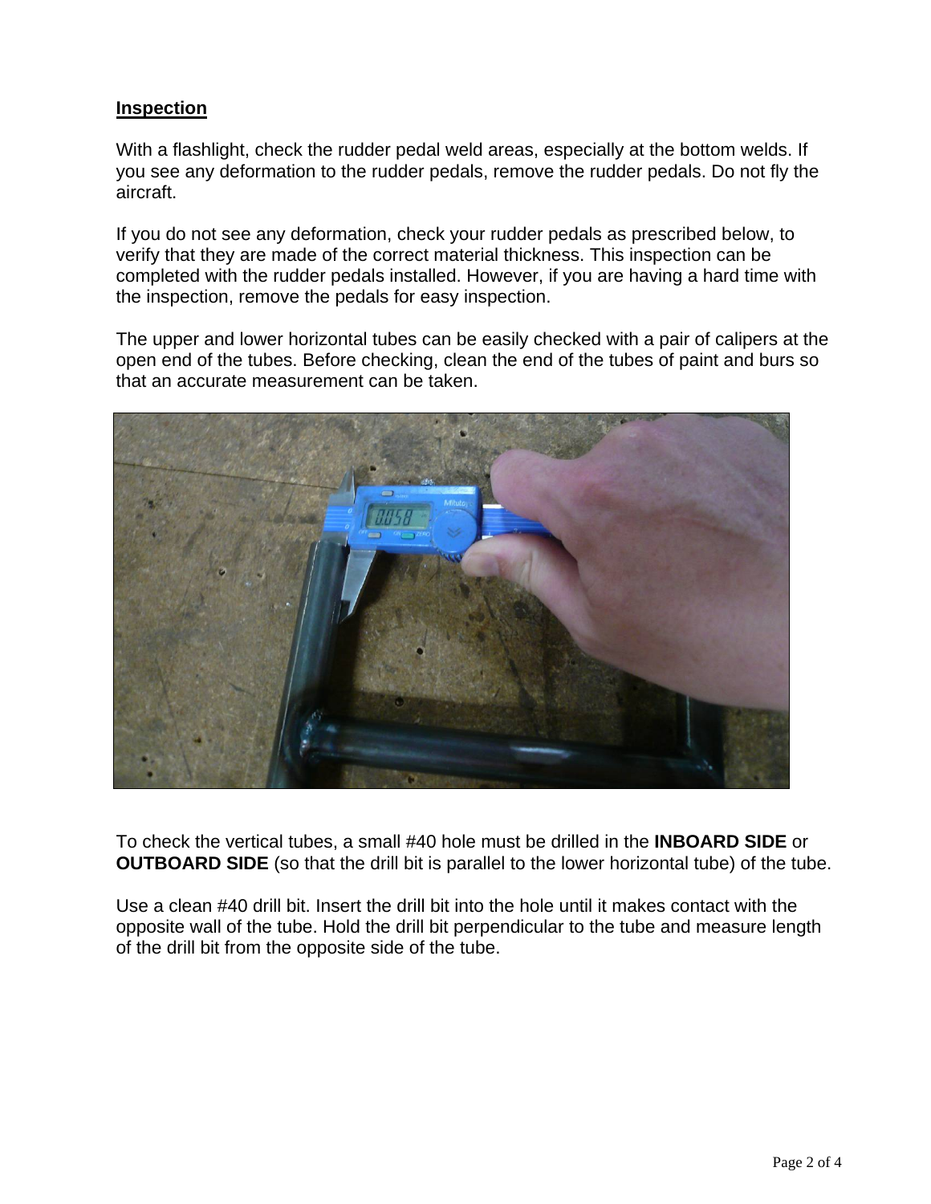## Inspection

With a flashlight, check the rudder pedal weld areas, especially at the bottom welds. If you see any deformation to the rudder pedals, remove the rudder pedals. Do not fly the aircraft.

If you do not see any deformation, check your rudder pedals as prescribed below, to verify that they are made of the correct material thickness. This inspection can be completed with the rudder pedals installed. However, if you are having a hard time with the inspection, remove the pedals for easy inspection.

The upper and lower horizontal tubes can be easily checked with a pair of calipers at the open end of the tubes. Before checking, clean the end of the tubes of paint and burs so that an accurate measurement can be taken.

To check the vertical tubes, a small #40 hole must be drilled in the **INBOARD SIDE** or **OUTBOARD SIDE** (so that the drill bit is parallel to the lower horizontal tube) of the tube.

Use a clean #40 drill bit. Insert the drill bit into the hole until it makes contact with the opposite wall of the tube. Hold the drill bit perpendicular to the tube and measure length of the drill bit from the opposite side of the tube.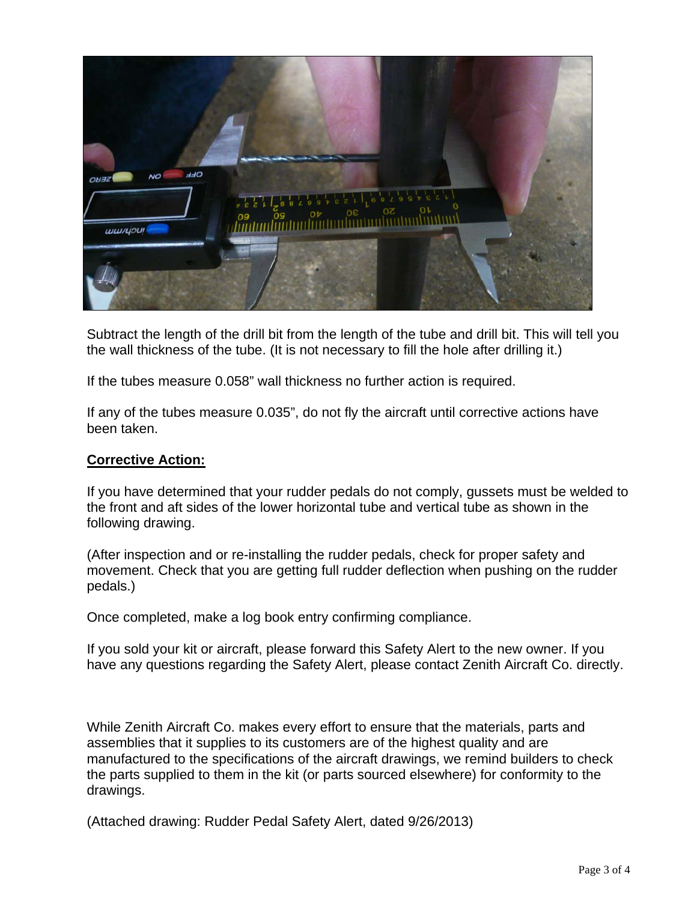Subtract the length of the drill bit from the length of the tube and drill bit. This will tell you the wall thickness of the tube. (It is not necessary to fill the hole after drilling it.)

If the tubes measure 0.058" wall thickness no further action is required.

If any of the tubes measure 0.035", do not fly the aircraft until corrective actions have been taken.

**Corrective Action:**

If you have determined that your rudder pedals do not comply, gussets must be welded to the front and aft sides of the lower horizontal tube and vertical tube as shown in the following drawing.

(After inspection and or re-installing the rudder pedals, check for proper safety and movement. Check that you are getting full rudder deflection when pushing on the rudder pedals.)

Once completed, make a log book entry confirming compliance.

If you sold your kit or aircraft, please forward this Safety Alert to the new owner. If you have any questions regarding the Safety Alert, please contact Zenith Aircraft Co. directly.

While Zenith Aircraft Co. makes every effort to ensure that the materials, parts and assemblies that it supplies to its customers are of the highest quality and are manufactured to the specifications of the aircraft drawings, we remind builders to check the parts supplied to them in the kit (or parts sourced elsewhere) for conformity to the drawings.

(Attached drawing: Rudder Pedal Safety Alert, dated 9/26/2013)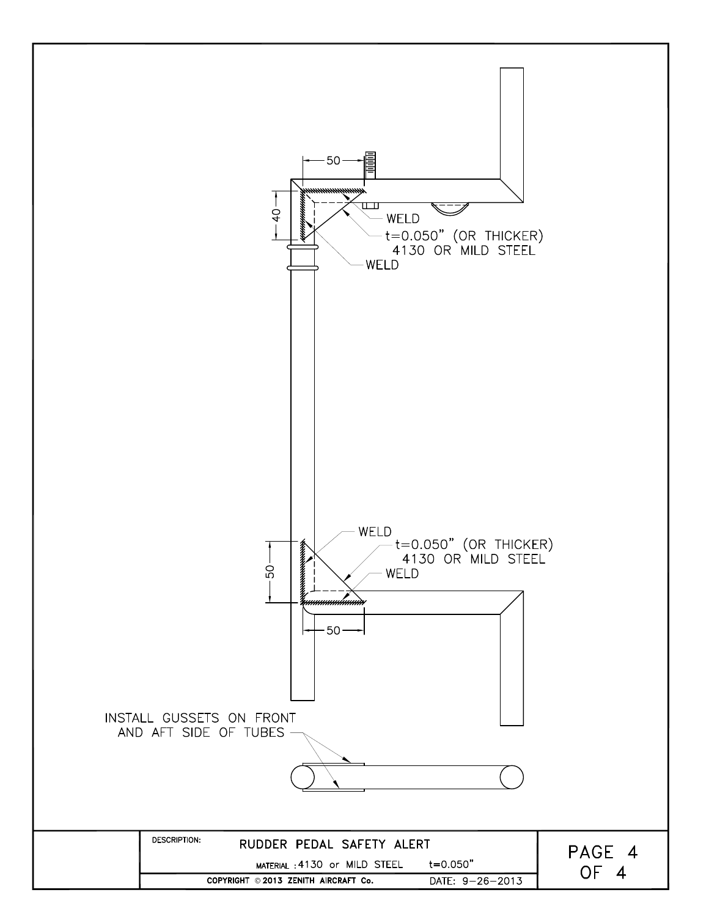50

40

WELD

t=0.050" (OR THICKER)
4130 OR MILD STEEL

WELD

WELD

t=0.050" (OR THICKER)
4130 OR MILD STEEL

WELD

50

50

INSTALL GUSSETS ON FRONT
AND AFT SIDE OF TUBES

| | | |
|---|---|---|
| DESCRIPTION: RUDDER PEDAL SAFETY ALERT | | PAGE 4 OF 4 |
| MATERIAL : 4130 or MILD STEEL | t=0.050" | |
| COPYRIGHT © 2013 ZENITH AIRCRAFT Co. | DATE: 9-26-2013 | |